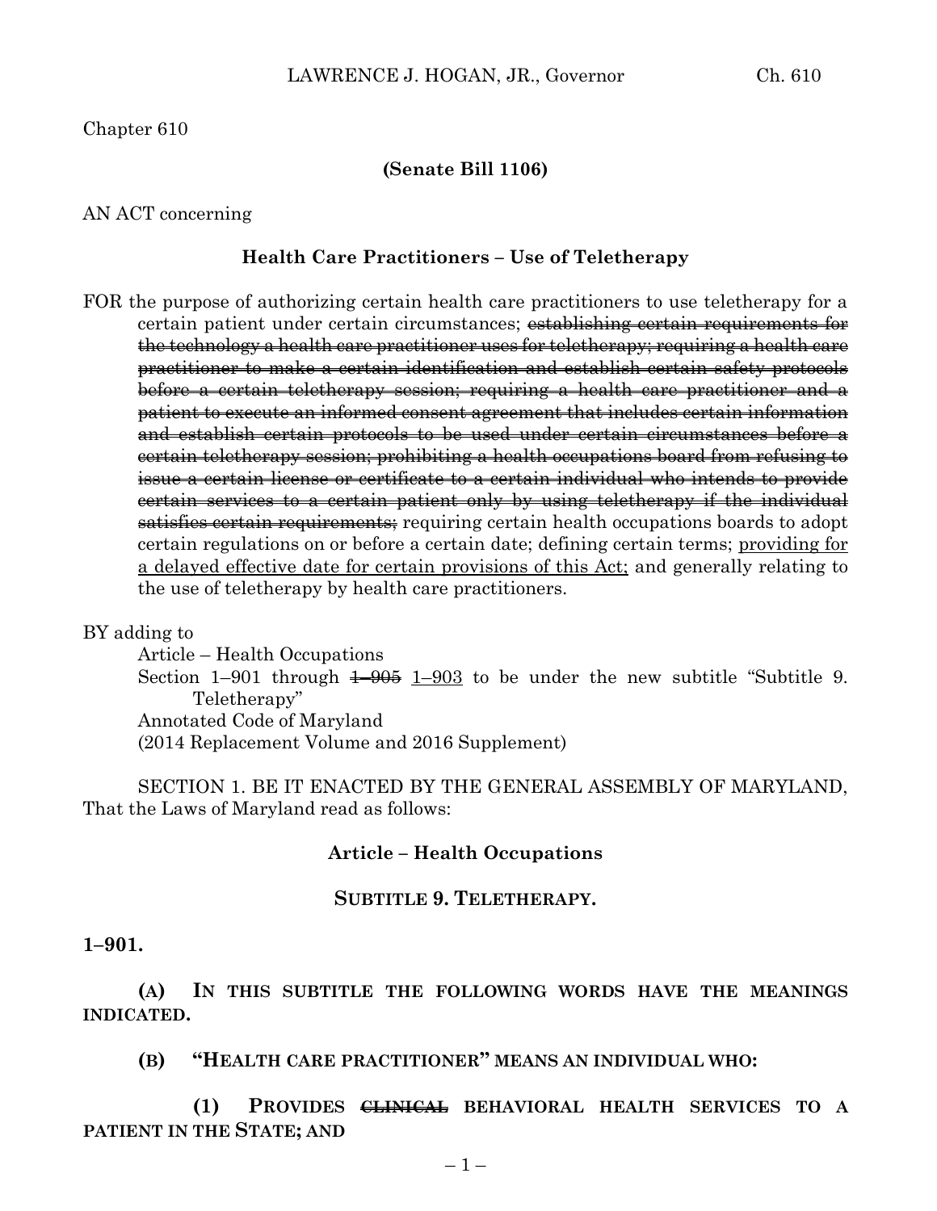Chapter 610

**(Senate Bill 1106)**

AN ACT concerning

**Health Care Practitioners – Use of Teletherapy**

FOR the purpose of authorizing certain health care practitioners to use teletherapy for a certain patient under certain circumstances; ~~establishing certain requirements for the technology a health care practitioner uses for teletherapy; requiring a health care practitioner to make a certain identification and establish certain safety protocols before a certain teletherapy session; requiring a health care practitioner and a patient to execute an informed consent agreement that includes certain information and establish certain protocols to be used under certain circumstances before a certain teletherapy session; prohibiting a health occupations board from refusing to issue a certain license or certificate to a certain individual who intends to provide certain services to a certain patient only by using teletherapy if the individual satisfies certain requirements;~~ requiring certain health occupations boards to adopt certain regulations on or before a certain date; defining certain terms; <u>providing for a delayed effective date for certain provisions of this Act;</u> and generally relating to the use of teletherapy by health care practitioners.

BY adding to
Article – Health Occupations
Section 1–901 through ~~1–905~~ <u>1–903</u> to be under the new subtitle "Subtitle 9. Teletherapy"
Annotated Code of Maryland
(2014 Replacement Volume and 2016 Supplement)

SECTION 1. BE IT ENACTED BY THE GENERAL ASSEMBLY OF MARYLAND, That the Laws of Maryland read as follows:

**Article – Health Occupations**

**SUBTITLE 9. TELETHERAPY.**

**1–901.**

**(A) IN THIS SUBTITLE THE FOLLOWING WORDS HAVE THE MEANINGS INDICATED.**

**(B) "HEALTH CARE PRACTITIONER" MEANS AN INDIVIDUAL WHO:**

**(1) PROVIDES ~~CLINICAL~~ BEHAVIORAL HEALTH SERVICES TO A PATIENT IN THE STATE; AND**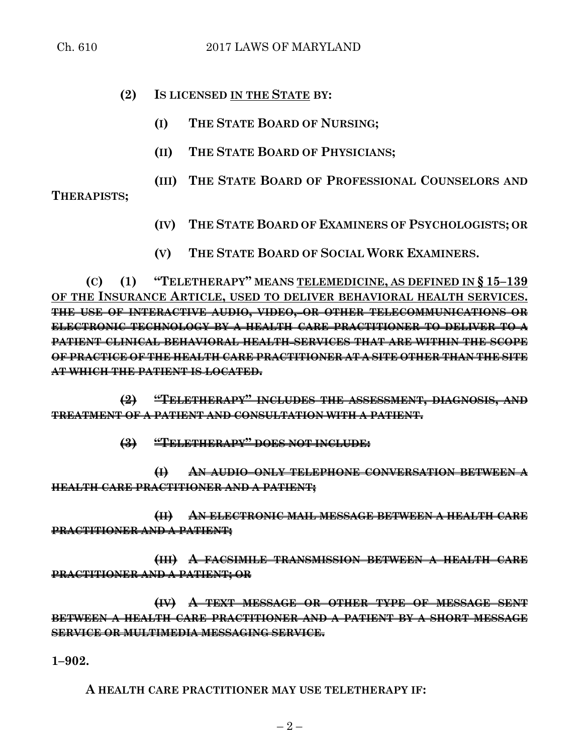**(2) IS LICENSED <u>IN THE STATE</u> BY:**

**(I) THE STATE BOARD OF NURSING;**

**(II) THE STATE BOARD OF PHYSICIANS;**

**(III) THE STATE BOARD OF PROFESSIONAL COUNSELORS AND THERAPISTS;**

**(IV) THE STATE BOARD OF EXAMINERS OF PSYCHOLOGISTS; OR**

**(V) THE STATE BOARD OF SOCIAL WORK EXAMINERS.**

**(C) (1) "TELETHERAPY" MEANS <u>TELEMEDICINE, AS DEFINED IN § 15–139 OF THE INSURANCE ARTICLE, USED TO DELIVER BEHAVIORAL HEALTH SERVICES.</u> ~~THE USE OF INTERACTIVE AUDIO, VIDEO, OR OTHER TELECOMMUNICATIONS OR ELECTRONIC TECHNOLOGY BY A HEALTH CARE PRACTITIONER TO DELIVER TO A PATIENT CLINICAL BEHAVIORAL HEALTH SERVICES THAT ARE WITHIN THE SCOPE OF PRACTICE OF THE HEALTH CARE PRACTITIONER AT A SITE OTHER THAN THE SITE AT WHICH THE PATIENT IS LOCATED.~~**

**~~(2) "TELETHERAPY" INCLUDES THE ASSESSMENT, DIAGNOSIS, AND TREATMENT OF A PATIENT AND CONSULTATION WITH A PATIENT.~~**

**~~(3) "TELETHERAPY" DOES NOT INCLUDE:~~**

**~~(I) AN AUDIO–ONLY TELEPHONE CONVERSATION BETWEEN A HEALTH CARE PRACTITIONER AND A PATIENT;~~**

**~~(II) AN ELECTRONIC MAIL MESSAGE BETWEEN A HEALTH CARE PRACTITIONER AND A PATIENT;~~**

**~~(III) A FACSIMILE TRANSMISSION BETWEEN A HEALTH CARE PRACTITIONER AND A PATIENT; OR~~**

**~~(IV) A TEXT MESSAGE OR OTHER TYPE OF MESSAGE SENT BETWEEN A HEALTH CARE PRACTITIONER AND A PATIENT BY A SHORT MESSAGE SERVICE OR MULTIMEDIA MESSAGING SERVICE.~~**

**1–902.**

**A HEALTH CARE PRACTITIONER MAY USE TELETHERAPY IF:**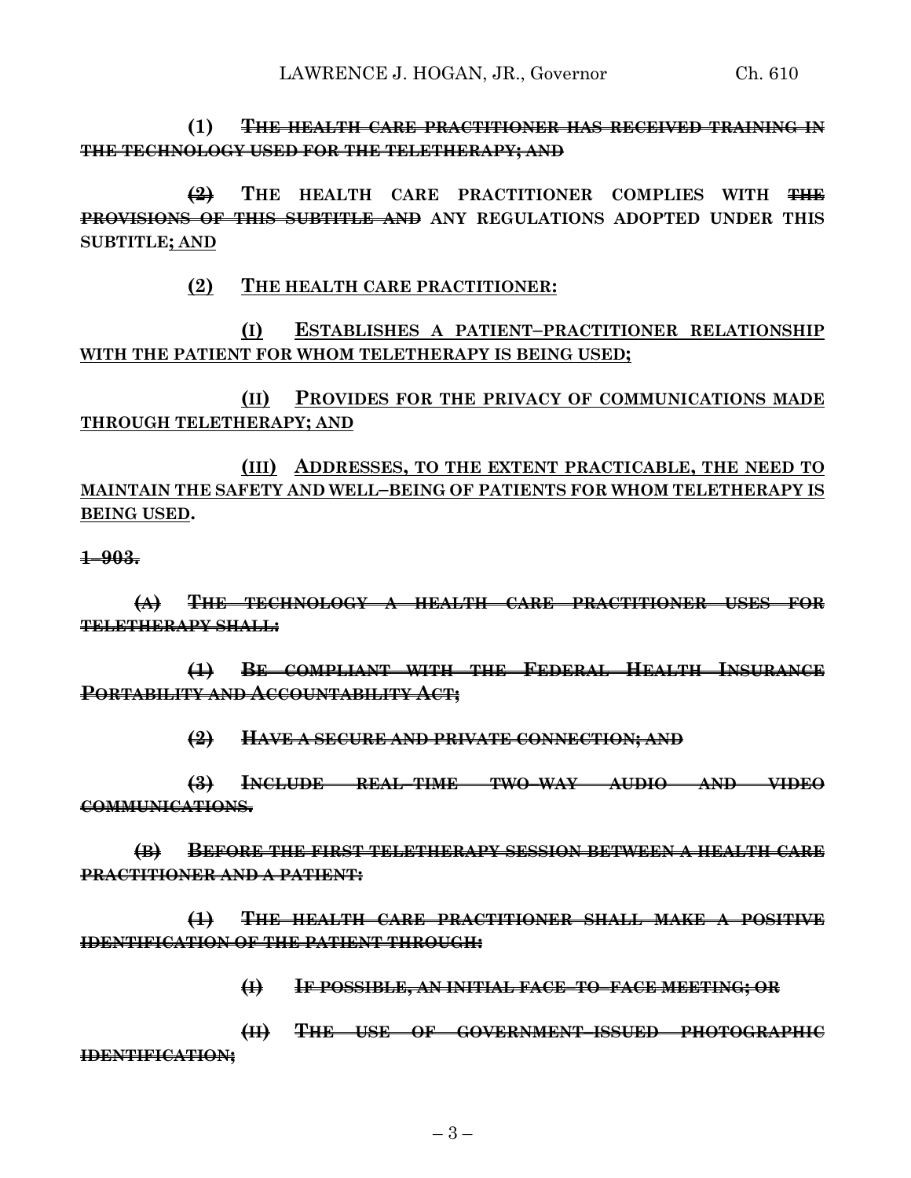(1) ~~THE HEALTH CARE PRACTITIONER HAS RECEIVED TRAINING IN THE TECHNOLOGY USED FOR THE TELETHERAPY; AND~~

~~(2)~~ **THE HEALTH CARE PRACTITIONER COMPLIES WITH** ~~THE PROVISIONS OF THIS SUBTITLE AND~~ **ANY REGULATIONS ADOPTED UNDER THIS SUBTITLE**<u>; AND</u>

<u>(2) THE HEALTH CARE PRACTITIONER:</u>

<u>(I) ESTABLISHES A PATIENT–PRACTITIONER RELATIONSHIP WITH THE PATIENT FOR WHOM TELETHERAPY IS BEING USED;</u>

<u>(II) PROVIDES FOR THE PRIVACY OF COMMUNICATIONS MADE THROUGH TELETHERAPY; AND</u>

<u>(III) ADDRESSES, TO THE EXTENT PRACTICABLE, THE NEED TO MAINTAIN THE SAFETY AND WELL–BEING OF PATIENTS FOR WHOM TELETHERAPY IS BEING USED</u>**.**

~~1–903.~~

~~(A) THE TECHNOLOGY A HEALTH CARE PRACTITIONER USES FOR TELETHERAPY SHALL:~~

~~(1) BE COMPLIANT WITH THE FEDERAL HEALTH INSURANCE PORTABILITY AND ACCOUNTABILITY ACT;~~

~~(2) HAVE A SECURE AND PRIVATE CONNECTION; AND~~

~~(3) INCLUDE REAL–TIME TWO–WAY AUDIO AND VIDEO COMMUNICATIONS.~~

~~(B) BEFORE THE FIRST TELETHERAPY SESSION BETWEEN A HEALTH CARE PRACTITIONER AND A PATIENT:~~

~~(1) THE HEALTH CARE PRACTITIONER SHALL MAKE A POSITIVE IDENTIFICATION OF THE PATIENT THROUGH:~~

~~(I) IF POSSIBLE, AN INITIAL FACE–TO–FACE MEETING; OR~~

~~(II) THE USE OF GOVERNMENT–ISSUED PHOTOGRAPHIC IDENTIFICATION;~~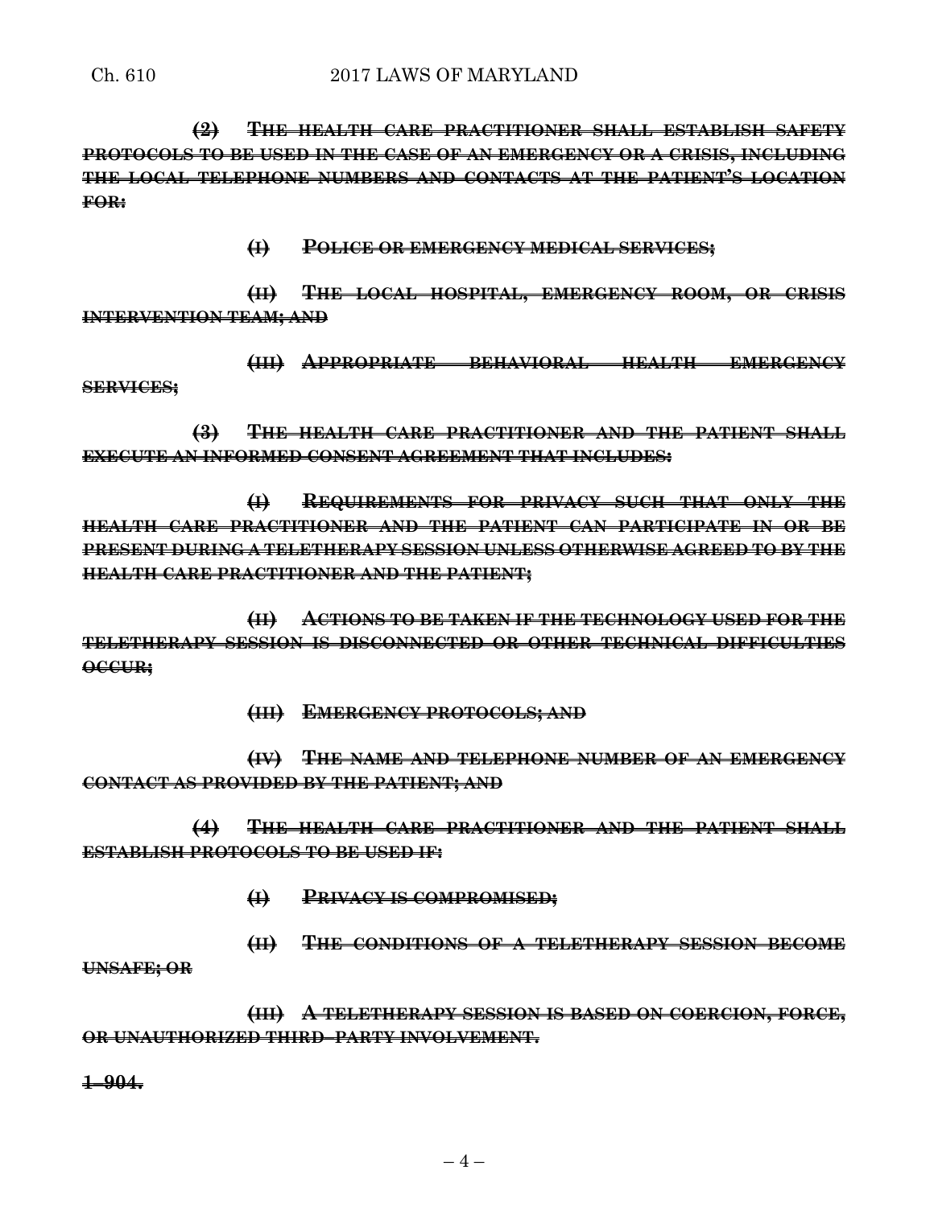~~**(2) THE HEALTH CARE PRACTITIONER SHALL ESTABLISH SAFETY PROTOCOLS TO BE USED IN THE CASE OF AN EMERGENCY OR A CRISIS, INCLUDING THE LOCAL TELEPHONE NUMBERS AND CONTACTS AT THE PATIENT'S LOCATION FOR:**~~

~~**(I) POLICE OR EMERGENCY MEDICAL SERVICES;**~~

~~**(II) THE LOCAL HOSPITAL, EMERGENCY ROOM, OR CRISIS INTERVENTION TEAM; AND**~~

~~**(III) APPROPRIATE BEHAVIORAL HEALTH EMERGENCY SERVICES;**~~

~~**(3) THE HEALTH CARE PRACTITIONER AND THE PATIENT SHALL EXECUTE AN INFORMED CONSENT AGREEMENT THAT INCLUDES:**~~

~~**(I) REQUIREMENTS FOR PRIVACY SUCH THAT ONLY THE HEALTH CARE PRACTITIONER AND THE PATIENT CAN PARTICIPATE IN OR BE PRESENT DURING A TELETHERAPY SESSION UNLESS OTHERWISE AGREED TO BY THE HEALTH CARE PRACTITIONER AND THE PATIENT;**~~

~~**(II) ACTIONS TO BE TAKEN IF THE TECHNOLOGY USED FOR THE TELETHERAPY SESSION IS DISCONNECTED OR OTHER TECHNICAL DIFFICULTIES OCCUR;**~~

~~**(III) EMERGENCY PROTOCOLS; AND**~~

~~**(IV) THE NAME AND TELEPHONE NUMBER OF AN EMERGENCY CONTACT AS PROVIDED BY THE PATIENT; AND**~~

~~**(4) THE HEALTH CARE PRACTITIONER AND THE PATIENT SHALL ESTABLISH PROTOCOLS TO BE USED IF:**~~

~~**(I) PRIVACY IS COMPROMISED;**~~

~~**(II) THE CONDITIONS OF A TELETHERAPY SESSION BECOME UNSAFE; OR**~~

~~**(III) A TELETHERAPY SESSION IS BASED ON COERCION, FORCE, OR UNAUTHORIZED THIRD–PARTY INVOLVEMENT.**~~

~~**1–904.**~~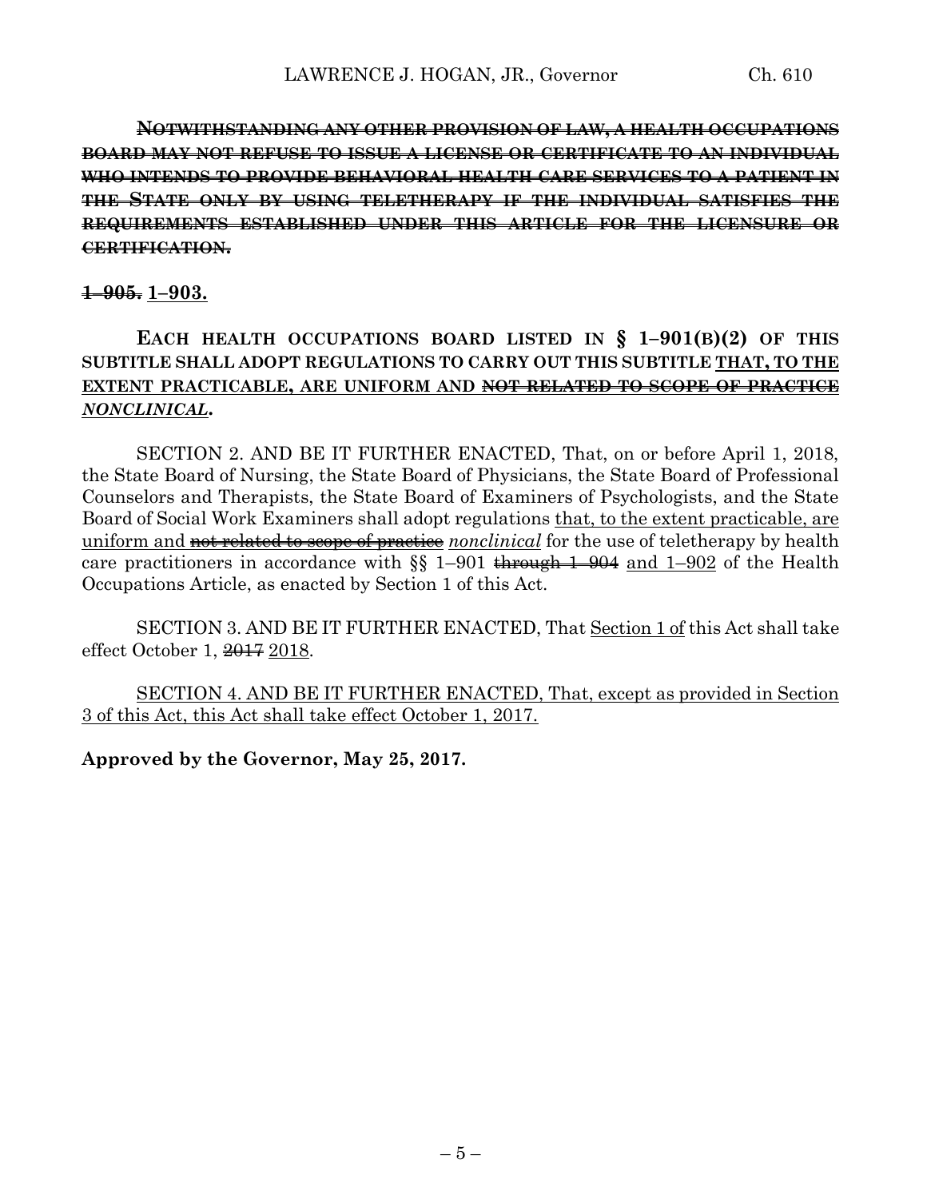~~**NOTWITHSTANDING ANY OTHER PROVISION OF LAW, A HEALTH OCCUPATIONS BOARD MAY NOT REFUSE TO ISSUE A LICENSE OR CERTIFICATE TO AN INDIVIDUAL WHO INTENDS TO PROVIDE BEHAVIORAL HEALTH CARE SERVICES TO A PATIENT IN THE STATE ONLY BY USING TELETHERAPY IF THE INDIVIDUAL SATISFIES THE REQUIREMENTS ESTABLISHED UNDER THIS ARTICLE FOR THE LICENSURE OR CERTIFICATION.**~~

**~~1–905.~~ 1–903.**

**EACH HEALTH OCCUPATIONS BOARD LISTED IN § 1–901(B)(2) OF THIS SUBTITLE SHALL ADOPT REGULATIONS TO CARRY OUT THIS SUBTITLE THAT, TO THE EXTENT PRACTICABLE, ARE UNIFORM AND ~~NOT RELATED TO SCOPE OF PRACTICE~~ *NONCLINICAL*.**

SECTION 2. AND BE IT FURTHER ENACTED, That, on or before April 1, 2018, the State Board of Nursing, the State Board of Physicians, the State Board of Professional Counselors and Therapists, the State Board of Examiners of Psychologists, and the State Board of Social Work Examiners shall adopt regulations that, to the extent practicable, are uniform and ~~not related to scope of practice~~ *nonclinical* for the use of teletherapy by health care practitioners in accordance with §§ 1–901 ~~through 1–904~~ and 1–902 of the Health Occupations Article, as enacted by Section 1 of this Act.

SECTION 3. AND BE IT FURTHER ENACTED, That Section 1 of this Act shall take effect October 1, ~~2017~~ 2018.

SECTION 4. AND BE IT FURTHER ENACTED, That, except as provided in Section 3 of this Act, this Act shall take effect October 1, 2017.

**Approved by the Governor, May 25, 2017.**